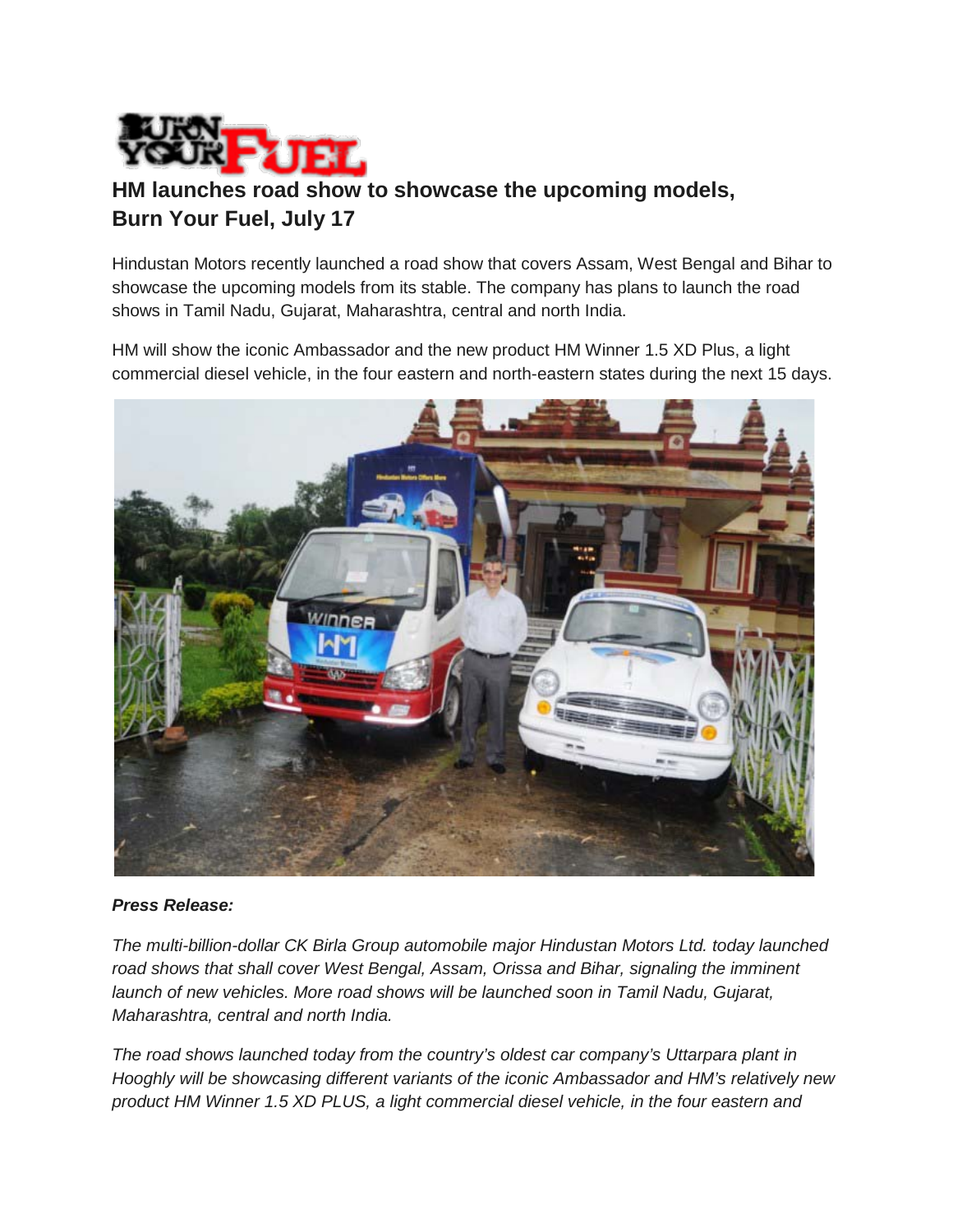# HM launches road show to showcase the upcoming models, Burn Your Fuel, July 17

Hindustan Motors recently launched a road show that covers Assam, West Bengal and Bihar to showcase the upcoming models from its stable. The company has plans to launch the road shows in Tamil Nadu, Gujarat, Maharashtra, central and north India.

HM will show the iconic Ambassador and the new product HM Winner 1.5 XD Plus, a light commercial diesel vehicle, in the four eastern and north-eastern states during the next 15 days.

***Press Release:***

*The multi-billion-dollar CK Birla Group automobile major Hindustan Motors Ltd. today launched road shows that shall cover West Bengal, Assam, Orissa and Bihar, signaling the imminent launch of new vehicles. More road shows will be launched soon in Tamil Nadu, Gujarat, Maharashtra, central and north India.*

*The road shows launched today from the country's oldest car company's Uttarpara plant in Hooghly will be showcasing different variants of the iconic Ambassador and HM's relatively new product HM Winner 1.5 XD PLUS, a light commercial diesel vehicle, in the four eastern and*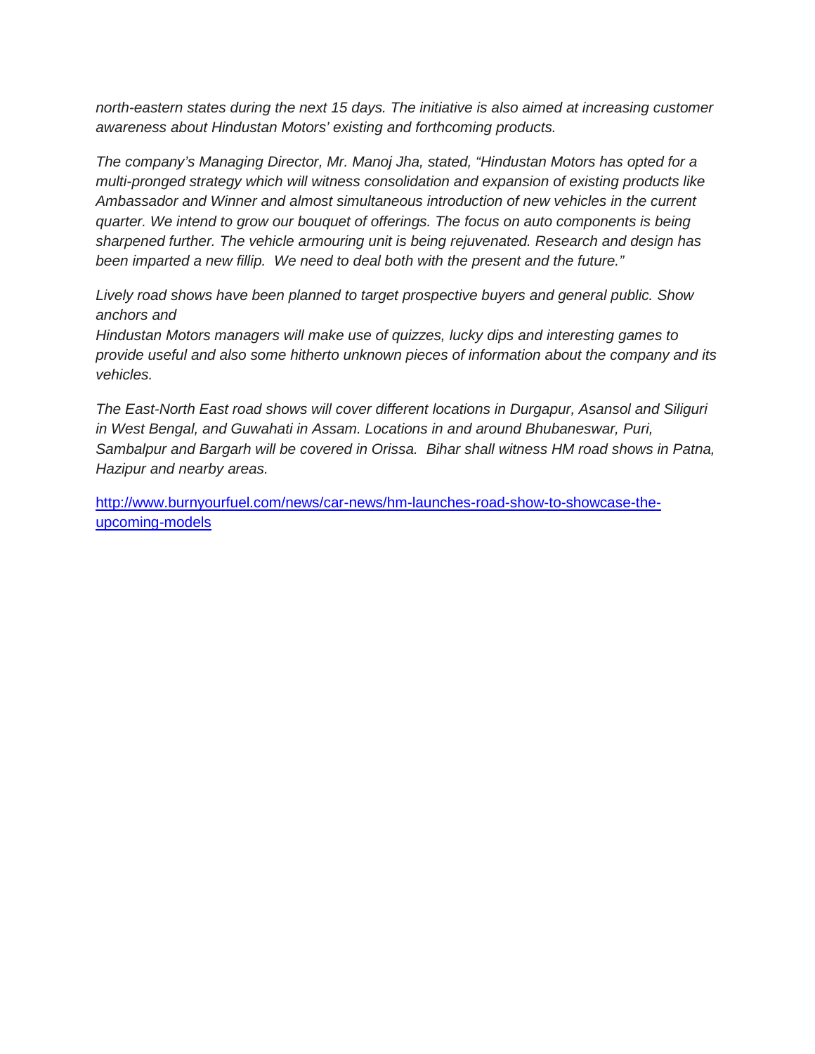*north-eastern states during the next 15 days. The initiative is also aimed at increasing customer awareness about Hindustan Motors' existing and forthcoming products.*

*The company's Managing Director, Mr. Manoj Jha, stated, "Hindustan Motors has opted for a multi-pronged strategy which will witness consolidation and expansion of existing products like Ambassador and Winner and almost simultaneous introduction of new vehicles in the current quarter. We intend to grow our bouquet of offerings. The focus on auto components is being sharpened further. The vehicle armouring unit is being rejuvenated. Research and design has been imparted a new fillip. We need to deal both with the present and the future."*

*Lively road shows have been planned to target prospective buyers and general public. Show anchors and*
*Hindustan Motors managers will make use of quizzes, lucky dips and interesting games to provide useful and also some hitherto unknown pieces of information about the company and its vehicles.*

*The East-North East road shows will cover different locations in Durgapur, Asansol and Siliguri in West Bengal, and Guwahati in Assam. Locations in and around Bhubaneswar, Puri, Sambalpur and Bargarh will be covered in Orissa. Bihar shall witness HM road shows in Patna, Hazipur and nearby areas.*

[http://www.burnyourfuel.com/news/car-news/hm-launches-road-show-to-showcase-the-upcoming-models](http://www.burnyourfuel.com/news/car-news/hm-launches-road-show-to-showcase-the-upcoming-models)